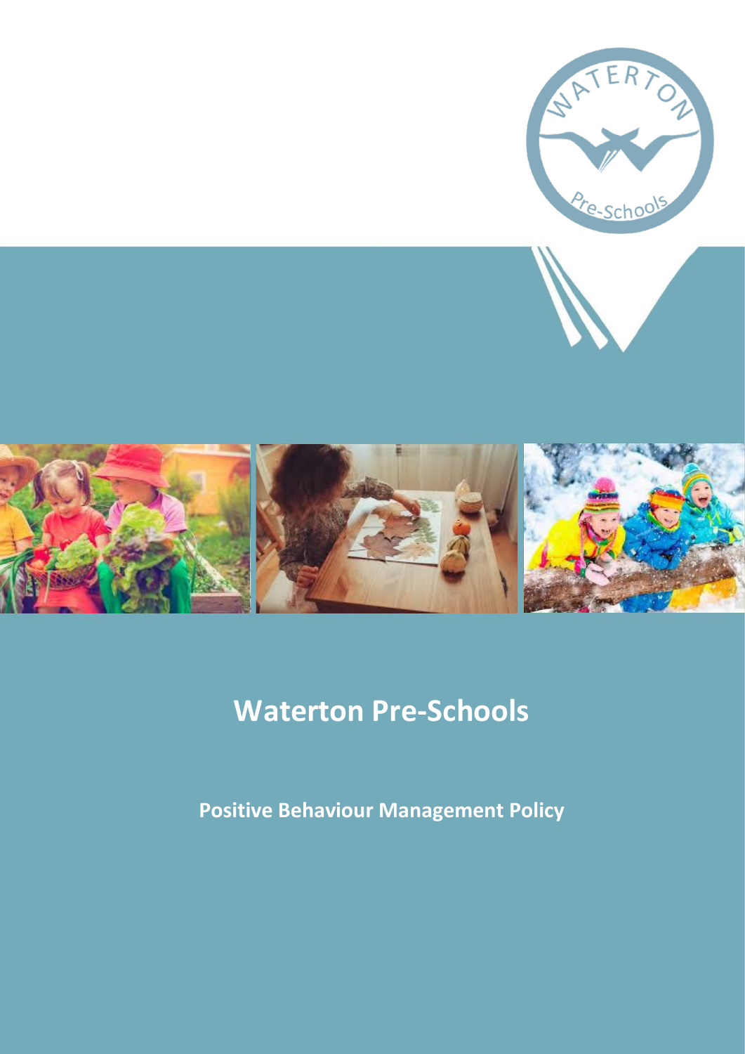# Waterton Pre-Schools

## Positive Behaviour Management Policy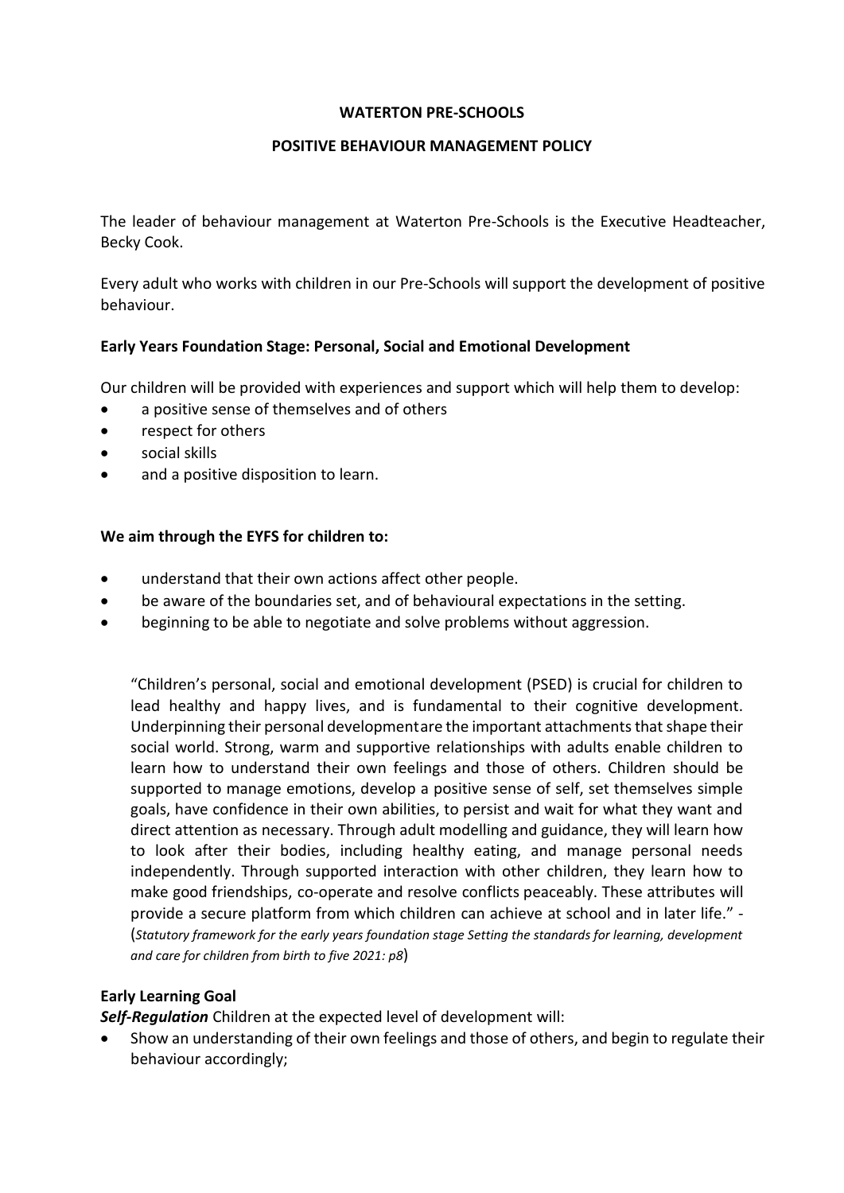**WATERTON PRE-SCHOOLS**

**POSITIVE BEHAVIOUR MANAGEMENT POLICY**

The leader of behaviour management at Waterton Pre-Schools is the Executive Headteacher, Becky Cook.

Every adult who works with children in our Pre-Schools will support the development of positive behaviour.

**Early Years Foundation Stage: Personal, Social and Emotional Development**

Our children will be provided with experiences and support which will help them to develop:

- a positive sense of themselves and of others
- respect for others
- social skills
- and a positive disposition to learn.

**We aim through the EYFS for children to:**

- understand that their own actions affect other people.
- be aware of the boundaries set, and of behavioural expectations in the setting.
- beginning to be able to negotiate and solve problems without aggression.

> "Children's personal, social and emotional development (PSED) is crucial for children to lead healthy and happy lives, and is fundamental to their cognitive development. Underpinning their personal developmentare the important attachments that shape their social world. Strong, warm and supportive relationships with adults enable children to learn how to understand their own feelings and those of others. Children should be supported to manage emotions, develop a positive sense of self, set themselves simple goals, have confidence in their own abilities, to persist and wait for what they want and direct attention as necessary. Through adult modelling and guidance, they will learn how to look after their bodies, including healthy eating, and manage personal needs independently. Through supported interaction with other children, they learn how to make good friendships, co-operate and resolve conflicts peaceably. These attributes will provide a secure platform from which children can achieve at school and in later life." - (*Statutory framework for the early years foundation stage Setting the standards for learning, development and care for children from birth to five 2021: p8*)

**Early Learning Goal**

***Self-Regulation*** Children at the expected level of development will:

- Show an understanding of their own feelings and those of others, and begin to regulate their behaviour accordingly;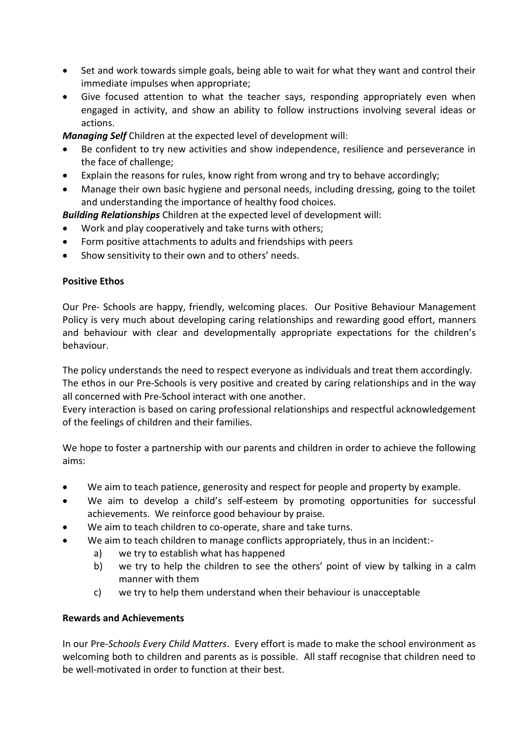- Set and work towards simple goals, being able to wait for what they want and control their immediate impulses when appropriate;
- Give focused attention to what the teacher says, responding appropriately even when engaged in activity, and show an ability to follow instructions involving several ideas or actions.

***Managing Self*** Children at the expected level of development will:

- Be confident to try new activities and show independence, resilience and perseverance in the face of challenge;
- Explain the reasons for rules, know right from wrong and try to behave accordingly;
- Manage their own basic hygiene and personal needs, including dressing, going to the toilet and understanding the importance of healthy food choices.

***Building Relationships*** Children at the expected level of development will:

- Work and play cooperatively and take turns with others;
- Form positive attachments to adults and friendships with peers
- Show sensitivity to their own and to others' needs.

**Positive Ethos**

Our Pre- Schools are happy, friendly, welcoming places. Our Positive Behaviour Management Policy is very much about developing caring relationships and rewarding good effort, manners and behaviour with clear and developmentally appropriate expectations for the children's behaviour.

The policy understands the need to respect everyone as individuals and treat them accordingly. The ethos in our Pre-Schools is very positive and created by caring relationships and in the way all concerned with Pre-School interact with one another.

Every interaction is based on caring professional relationships and respectful acknowledgement of the feelings of children and their families.

We hope to foster a partnership with our parents and children in order to achieve the following aims:

- We aim to teach patience, generosity and respect for people and property by example.
- We aim to develop a child's self-esteem by promoting opportunities for successful achievements. We reinforce good behaviour by praise.
- We aim to teach children to co-operate, share and take turns.
- We aim to teach children to manage conflicts appropriately, thus in an incident:-
  - a) we try to establish what has happened
  - b) we try to help the children to see the others' point of view by talking in a calm manner with them
  - c) we try to help them understand when their behaviour is unacceptable

**Rewards and Achievements**

In our Pre-*Schools Every Child Matters*. Every effort is made to make the school environment as welcoming both to children and parents as is possible. All staff recognise that children need to be well-motivated in order to function at their best.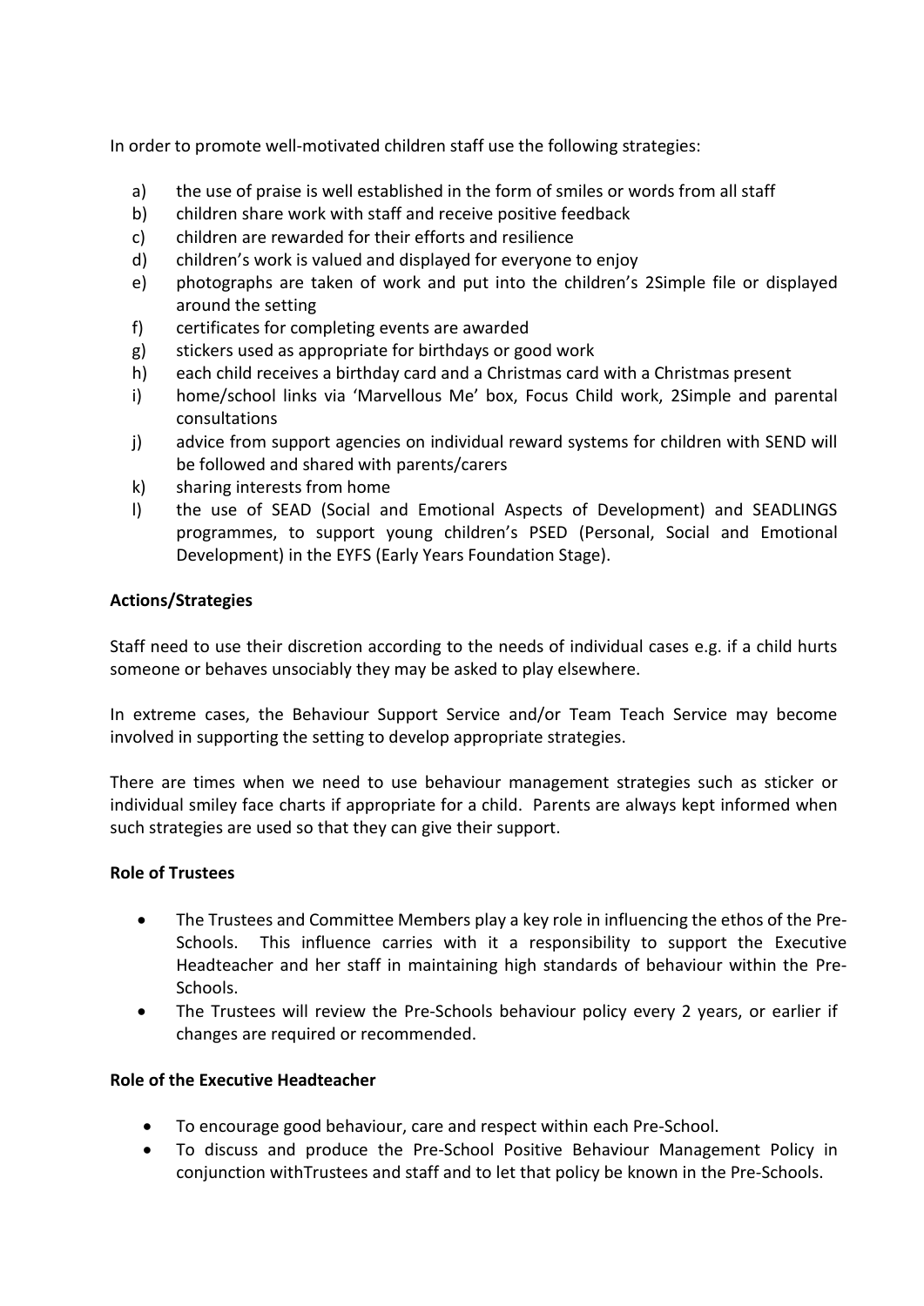In order to promote well-motivated children staff use the following strategies:

a) the use of praise is well established in the form of smiles or words from all staff
b) children share work with staff and receive positive feedback
c) children are rewarded for their efforts and resilience
d) children's work is valued and displayed for everyone to enjoy
e) photographs are taken of work and put into the children's 2Simple file or displayed around the setting
f) certificates for completing events are awarded
g) stickers used as appropriate for birthdays or good work
h) each child receives a birthday card and a Christmas card with a Christmas present
i) home/school links via 'Marvellous Me' box, Focus Child work, 2Simple and parental consultations
j) advice from support agencies on individual reward systems for children with SEND will be followed and shared with parents/carers
k) sharing interests from home
l) the use of SEAD (Social and Emotional Aspects of Development) and SEADLINGS programmes, to support young children's PSED (Personal, Social and Emotional Development) in the EYFS (Early Years Foundation Stage).

**Actions/Strategies**

Staff need to use their discretion according to the needs of individual cases e.g. if a child hurts someone or behaves unsociably they may be asked to play elsewhere.

In extreme cases, the Behaviour Support Service and/or Team Teach Service may become involved in supporting the setting to develop appropriate strategies.

There are times when we need to use behaviour management strategies such as sticker or individual smiley face charts if appropriate for a child. Parents are always kept informed when such strategies are used so that they can give their support.

**Role of Trustees**

- The Trustees and Committee Members play a key role in influencing the ethos of the Pre-Schools. This influence carries with it a responsibility to support the Executive Headteacher and her staff in maintaining high standards of behaviour within the Pre-Schools.
- The Trustees will review the Pre-Schools behaviour policy every 2 years, or earlier if changes are required or recommended.

**Role of the Executive Headteacher**

- To encourage good behaviour, care and respect within each Pre-School.
- To discuss and produce the Pre-School Positive Behaviour Management Policy in conjunction withTrustees and staff and to let that policy be known in the Pre-Schools.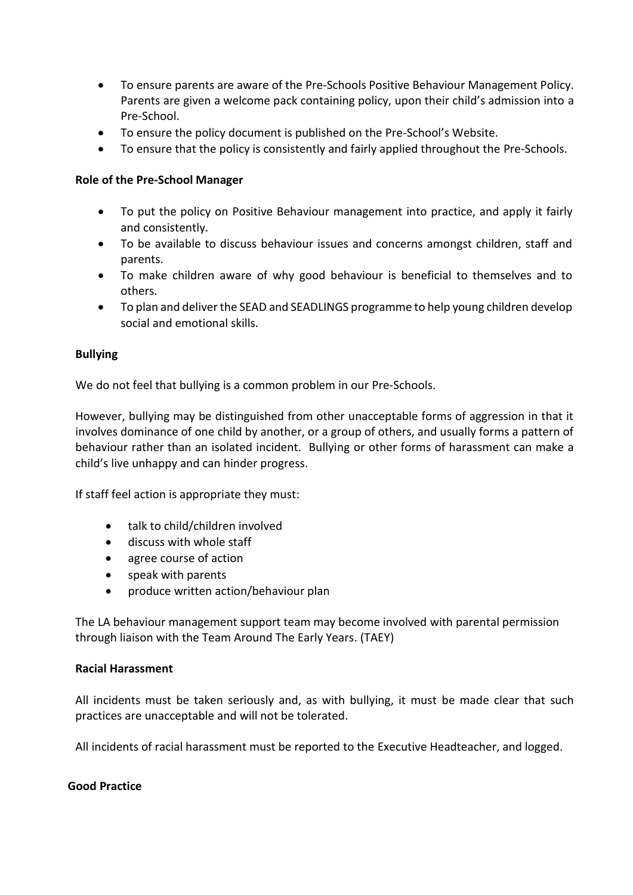- To ensure parents are aware of the Pre-Schools Positive Behaviour Management Policy. Parents are given a welcome pack containing policy, upon their child's admission into a Pre-School.
- To ensure the policy document is published on the Pre-School's Website.
- To ensure that the policy is consistently and fairly applied throughout the Pre-Schools.

**Role of the Pre-School Manager**

- To put the policy on Positive Behaviour management into practice, and apply it fairly and consistently.
- To be available to discuss behaviour issues and concerns amongst children, staff and parents.
- To make children aware of why good behaviour is beneficial to themselves and to others.
- To plan and deliver the SEAD and SEADLINGS programme to help young children develop social and emotional skills.

**Bullying**

We do not feel that bullying is a common problem in our Pre-Schools.

However, bullying may be distinguished from other unacceptable forms of aggression in that it involves dominance of one child by another, or a group of others, and usually forms a pattern of behaviour rather than an isolated incident. Bullying or other forms of harassment can make a child's live unhappy and can hinder progress.

If staff feel action is appropriate they must:

- talk to child/children involved
- discuss with whole staff
- agree course of action
- speak with parents
- produce written action/behaviour plan

The LA behaviour management support team may become involved with parental permission through liaison with the Team Around The Early Years. (TAEY)

**Racial Harassment**

All incidents must be taken seriously and, as with bullying, it must be made clear that such practices are unacceptable and will not be tolerated.

All incidents of racial harassment must be reported to the Executive Headteacher, and logged.

**Good Practice**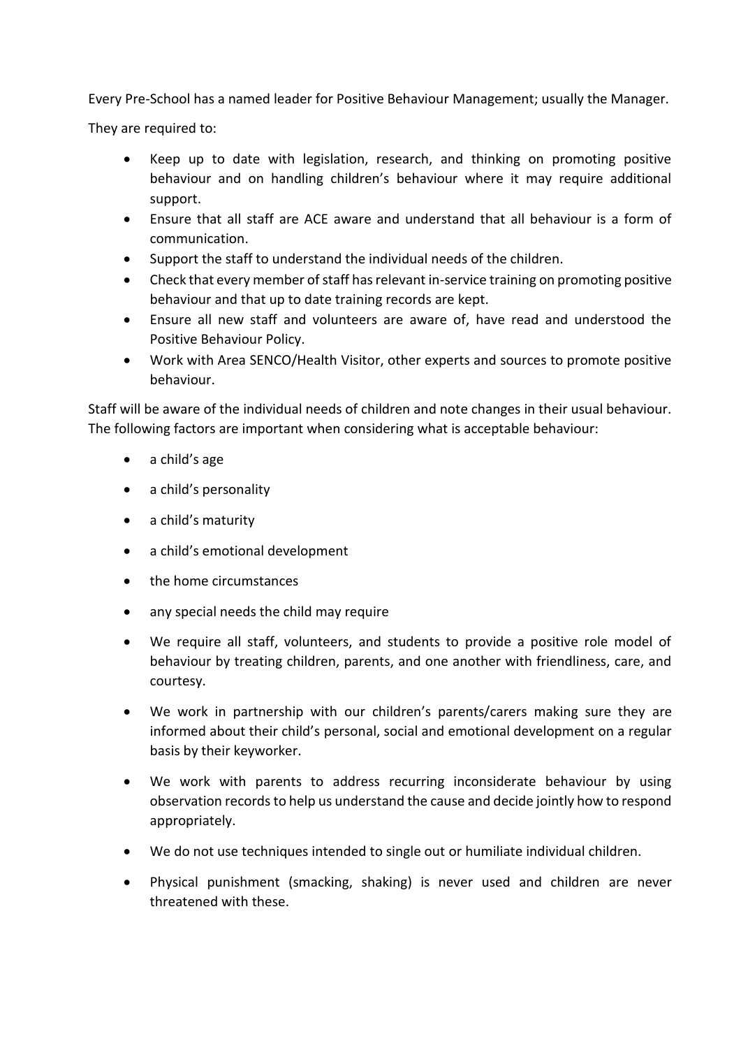Every Pre-School has a named leader for Positive Behaviour Management; usually the Manager.

They are required to:

- Keep up to date with legislation, research, and thinking on promoting positive behaviour and on handling children's behaviour where it may require additional support.
- Ensure that all staff are ACE aware and understand that all behaviour is a form of communication.
- Support the staff to understand the individual needs of the children.
- Check that every member of staff has relevant in-service training on promoting positive behaviour and that up to date training records are kept.
- Ensure all new staff and volunteers are aware of, have read and understood the Positive Behaviour Policy.
- Work with Area SENCO/Health Visitor, other experts and sources to promote positive behaviour.

Staff will be aware of the individual needs of children and note changes in their usual behaviour. The following factors are important when considering what is acceptable behaviour:

- a child's age
- a child's personality
- a child's maturity
- a child's emotional development
- the home circumstances
- any special needs the child may require
- We require all staff, volunteers, and students to provide a positive role model of behaviour by treating children, parents, and one another with friendliness, care, and courtesy.
- We work in partnership with our children's parents/carers making sure they are informed about their child's personal, social and emotional development on a regular basis by their keyworker.
- We work with parents to address recurring inconsiderate behaviour by using observation records to help us understand the cause and decide jointly how to respond appropriately.
- We do not use techniques intended to single out or humiliate individual children.
- Physical punishment (smacking, shaking) is never used and children are never threatened with these.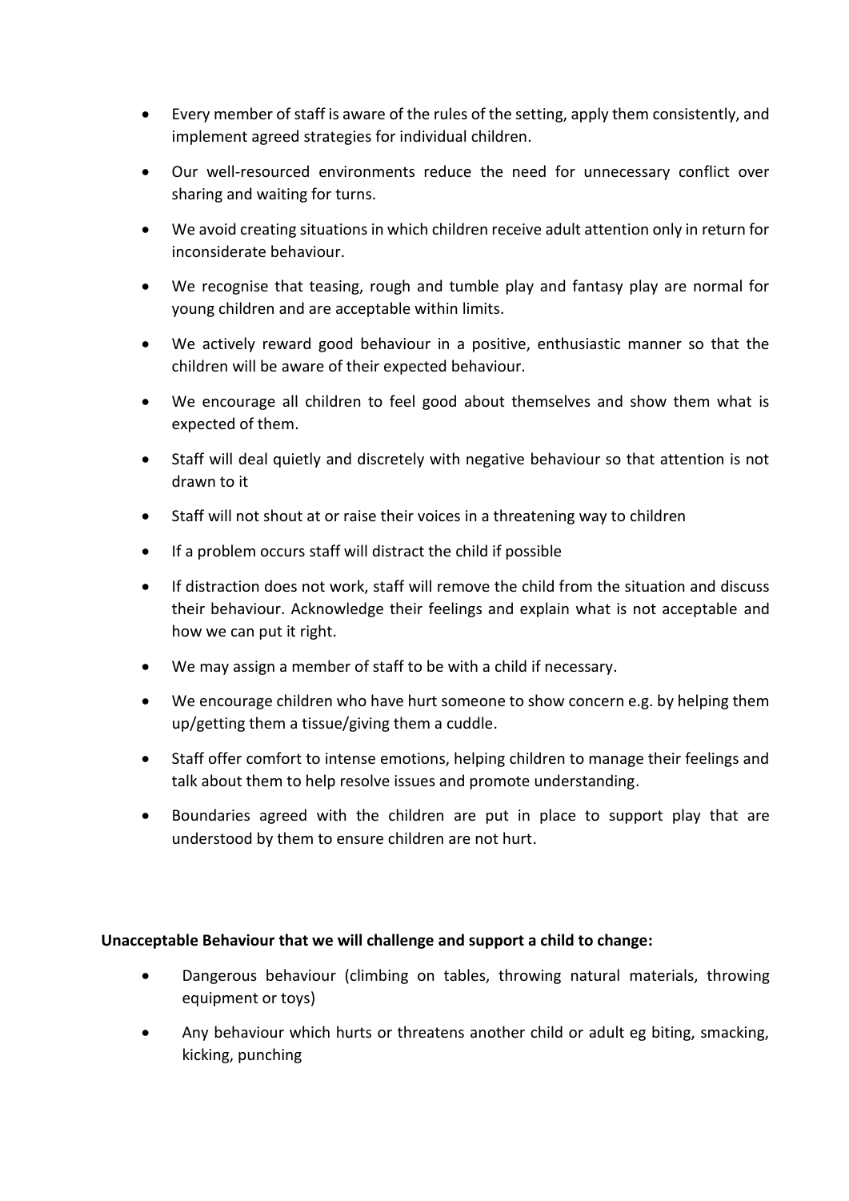- Every member of staff is aware of the rules of the setting, apply them consistently, and implement agreed strategies for individual children.
- Our well-resourced environments reduce the need for unnecessary conflict over sharing and waiting for turns.
- We avoid creating situations in which children receive adult attention only in return for inconsiderate behaviour.
- We recognise that teasing, rough and tumble play and fantasy play are normal for young children and are acceptable within limits.
- We actively reward good behaviour in a positive, enthusiastic manner so that the children will be aware of their expected behaviour.
- We encourage all children to feel good about themselves and show them what is expected of them.
- Staff will deal quietly and discretely with negative behaviour so that attention is not drawn to it
- Staff will not shout at or raise their voices in a threatening way to children
- If a problem occurs staff will distract the child if possible
- If distraction does not work, staff will remove the child from the situation and discuss their behaviour. Acknowledge their feelings and explain what is not acceptable and how we can put it right.
- We may assign a member of staff to be with a child if necessary.
- We encourage children who have hurt someone to show concern e.g. by helping them up/getting them a tissue/giving them a cuddle.
- Staff offer comfort to intense emotions, helping children to manage their feelings and talk about them to help resolve issues and promote understanding.
- Boundaries agreed with the children are put in place to support play that are understood by them to ensure children are not hurt.

**Unacceptable Behaviour that we will challenge and support a child to change:**

- Dangerous behaviour (climbing on tables, throwing natural materials, throwing equipment or toys)
- Any behaviour which hurts or threatens another child or adult eg biting, smacking, kicking, punching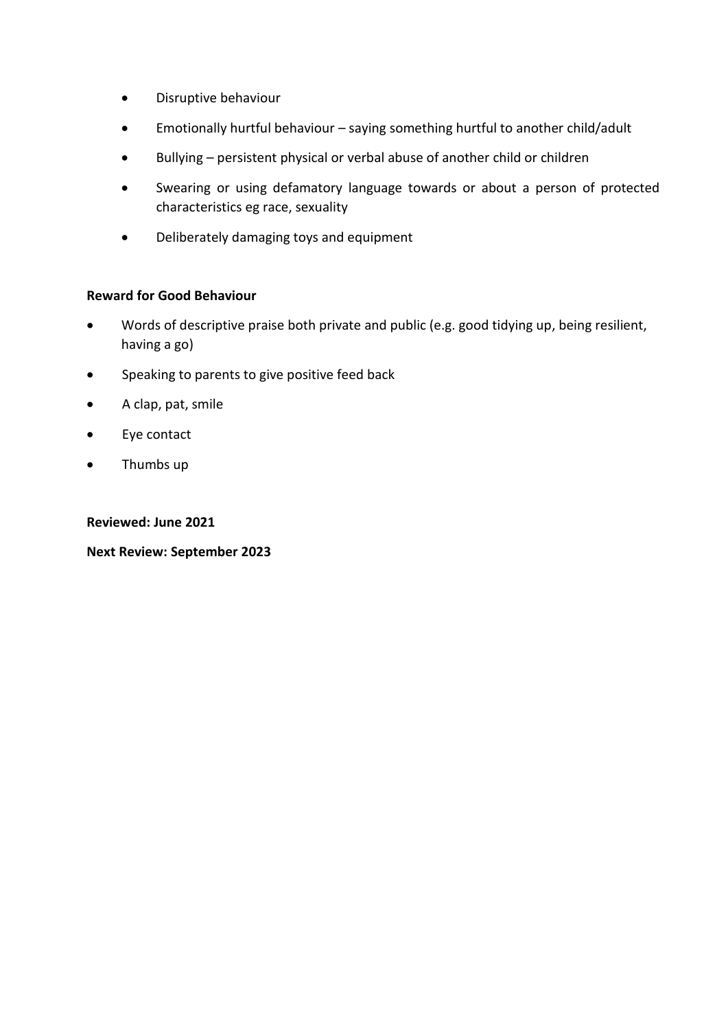- Disruptive behaviour
- Emotionally hurtful behaviour – saying something hurtful to another child/adult
- Bullying – persistent physical or verbal abuse of another child or children
- Swearing or using defamatory language towards or about a person of protected characteristics eg race, sexuality
- Deliberately damaging toys and equipment

**Reward for Good Behaviour**

- Words of descriptive praise both private and public (e.g. good tidying up, being resilient, having a go)
- Speaking to parents to give positive feed back
- A clap, pat, smile
- Eye contact
- Thumbs up

**Reviewed: June 2021**

**Next Review: September 2023**